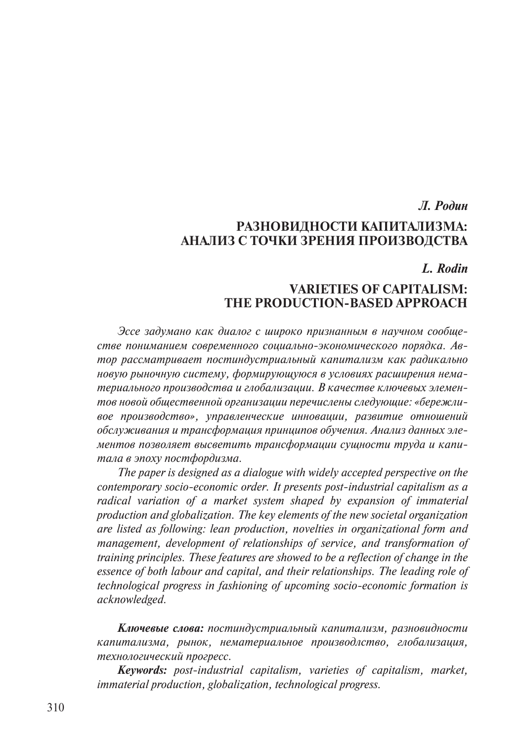*Л. Родин*

# РАЗНОВИДНОСТИ КАПИТАЛИЗМА: АНАЛИЗ С ТОЧКИ ЗРЕНИЯ ПРОИЗВОДСТВА

*L. Rodin*

# VARIETIES OF CAPITALISM: THE PRODUCTION-BASED APPROACH

*Эссе задумано как диалог с широко признанным в научном сообществе пониманием современного социально-экономического порядка. Автор рассматривает постиндустриальный капитализм как радикально новую рыночную систему, формирующуюся в условиях расширения нематериального производства и глобализации. В качестве ключевых элементов новой общественной организации перечислены следующие: «бережливое производство», управленческие инновации, развитие отношений обслуживания и трансформация принципов обучения. Анализ данных элементов позволяет высветить трансформации сущности труда и капитала в эпоху постфордизма.*

*The paper is designed as a dialogue with widely accepted perspective on the contemporary socio-economic order. It presents post-industrial capitalism as a radical variation of a market system shaped by expansion of immaterial production and globalization. The key elements of the new societal organization are listed as following: lean production, novelties in organizational form and management, development of relationships of service, and transformation of training principles. These features are showed to be a reflection of change in the essence of both labour and capital, and their relationships. The leading role of technological progress in fashioning of upcoming socio-economic formation is acknowledged.*

***Ключевые слова:*** *постиндустриальный капитализм, разновидности капитализма, рынок, нематериальное производлство, глобализация, технологический прогресс.*

***Keywords:*** *post-industrial capitalism, varieties of capitalism, market, immaterial production, globalization, technological progress.*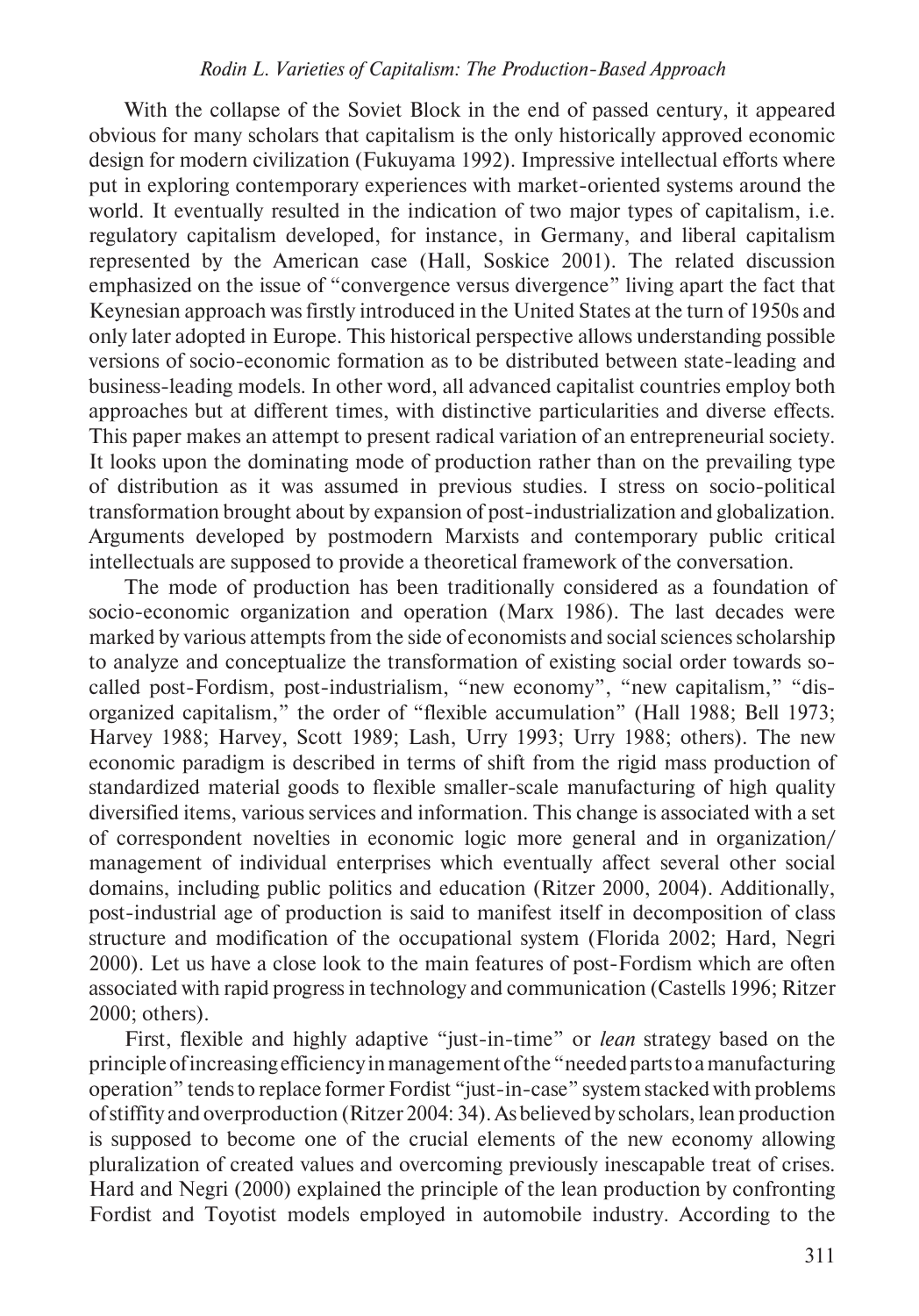With the collapse of the Soviet Block in the end of passed century, it appeared obvious for many scholars that capitalism is the only historically approved economic design for modern civilization (Fukuyama 1992). Impressive intellectual efforts where put in exploring contemporary experiences with market-oriented systems around the world. It eventually resulted in the indication of two major types of capitalism, i.e. regulatory capitalism developed, for instance, in Germany, and liberal capitalism represented by the American case (Hall, Soskice 2001). The related discussion emphasized on the issue of "convergence versus divergence" living apart the fact that Keynesian approach was firstly introduced in the United States at the turn of 1950s and only later adopted in Europe. This historical perspective allows understanding possible versions of socio-economic formation as to be distributed between state-leading and business-leading models. In other word, all advanced capitalist countries employ both approaches but at different times, with distinctive particularities and diverse effects. This paper makes an attempt to present radical variation of an entrepreneurial society. It looks upon the dominating mode of production rather than on the prevailing type of distribution as it was assumed in previous studies. I stress on socio-political transformation brought about by expansion of post-industrialization and globalization. Arguments developed by postmodern Marxists and contemporary public critical intellectuals are supposed to provide a theoretical framework of the conversation.

The mode of production has been traditionally considered as a foundation of socio-economic organization and operation (Marx 1986). The last decades were marked by various attempts from the side of economists and social sciences scholarship to analyze and conceptualize the transformation of existing social order towards so-called post-Fordism, post-industrialism, "new economy", "new capitalism," "dis-organized capitalism," the order of "flexible accumulation" (Hall 1988; Bell 1973; Harvey 1988; Harvey, Scott 1989; Lash, Urry 1993; Urry 1988; others). The new economic paradigm is described in terms of shift from the rigid mass production of standardized material goods to flexible smaller-scale manufacturing of high quality diversified items, various services and information. This change is associated with a set of correspondent novelties in economic logic more general and in organization/ management of individual enterprises which eventually affect several other social domains, including public politics and education (Ritzer 2000, 2004). Additionally, post-industrial age of production is said to manifest itself in decomposition of class structure and modification of the occupational system (Florida 2002; Hard, Negri 2000). Let us have a close look to the main features of post-Fordism which are often associated with rapid progress in technology and communication (Castells 1996; Ritzer 2000; others).

First, flexible and highly adaptive "just-in-time" or *lean* strategy based on the principle of increasing efficiency in management of the "needed parts to a manufacturing operation" tends to replace former Fordist "just-in-case" system stacked with problems of stiffity and overproduction (Ritzer 2004: 34). As believed by scholars, lean production is supposed to become one of the crucial elements of the new economy allowing pluralization of created values and overcoming previously inescapable treat of crises. Hard and Negri (2000) explained the principle of the lean production by confronting Fordist and Toyotist models employed in automobile industry. According to the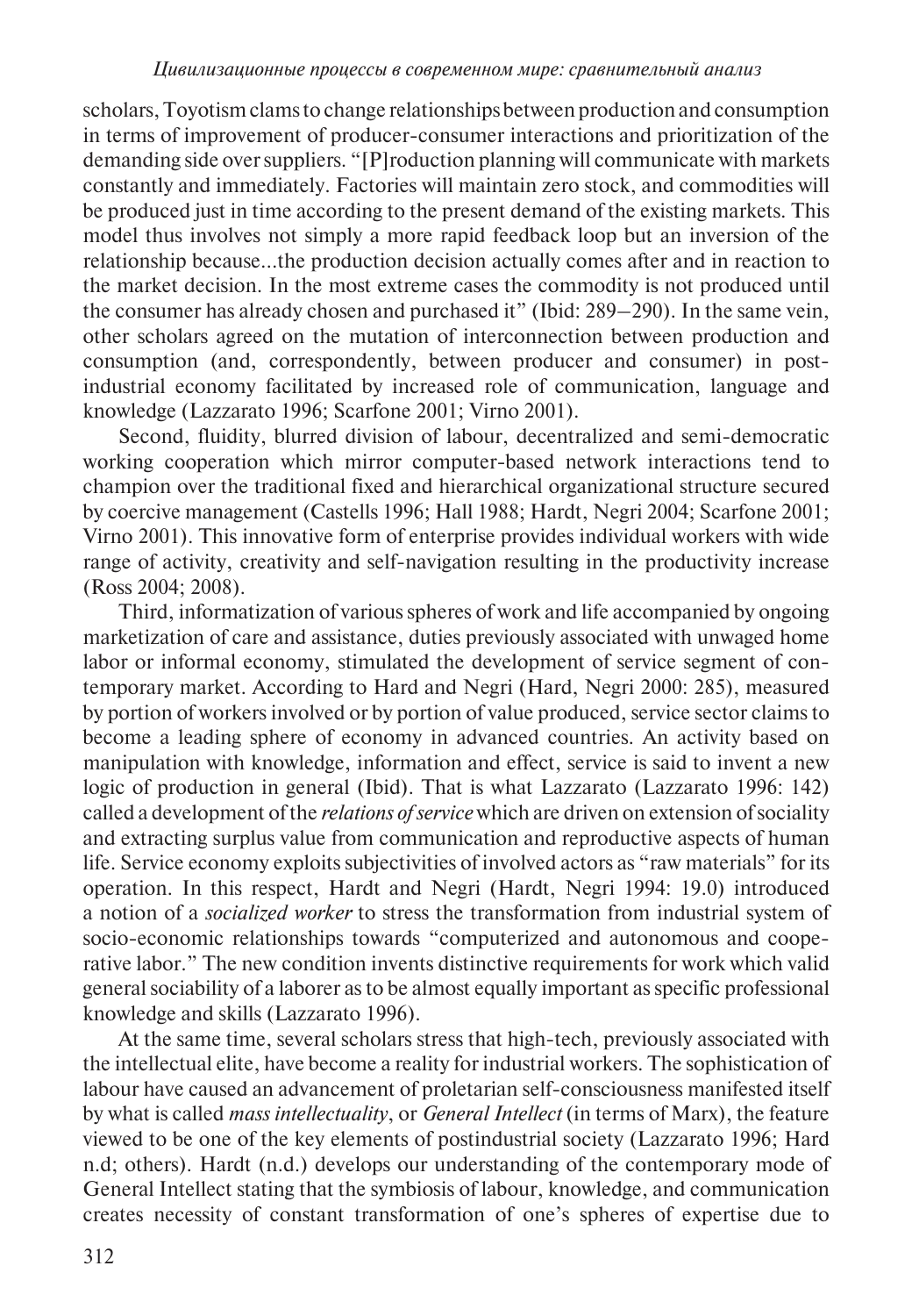scholars, Toyotism clams to change relationships between production and consumption in terms of improvement of producer-consumer interactions and prioritization of the demanding side over suppliers. "[P]roduction planning will communicate with markets constantly and immediately. Factories will maintain zero stock, and commodities will be produced just in time according to the present demand of the existing markets. This model thus involves not simply a more rapid feedback loop but an inversion of the relationship because...the production decision actually comes after and in reaction to the market decision. In the most extreme cases the commodity is not produced until the consumer has already chosen and purchased it" (Ibid: 289–290). In the same vein, other scholars agreed on the mutation of interconnection between production and consumption (and, correspondently, between producer and consumer) in post-industrial economy facilitated by increased role of communication, language and knowledge (Lazzarato 1996; Scarfone 2001; Virno 2001).

Second, fluidity, blurred division of labour, decentralized and semi-democratic working cooperation which mirror computer-based network interactions tend to champion over the traditional fixed and hierarchical organizational structure secured by coercive management (Castells 1996; Hall 1988; Hardt, Negri 2004; Scarfone 2001; Virno 2001). This innovative form of enterprise provides individual workers with wide range of activity, creativity and self-navigation resulting in the productivity increase (Ross 2004; 2008).

Third, informatization of various spheres of work and life accompanied by ongoing marketization of care and assistance, duties previously associated with unwaged home labor or informal economy, stimulated the development of service segment of contemporary market. According to Hard and Negri (Hard, Negri 2000: 285), measured by portion of workers involved or by portion of value produced, service sector claims to become a leading sphere of economy in advanced countries. An activity based on manipulation with knowledge, information and effect, service is said to invent a new logic of production in general (Ibid). That is what Lazzarato (Lazzarato 1996: 142) called a development of the *relations of service* which are driven on extension of sociality and extracting surplus value from communication and reproductive aspects of human life. Service economy exploits subjectivities of involved actors as "raw materials" for its operation. In this respect, Hardt and Negri (Hardt, Negri 1994: 19.0) introduced a notion of a *socialized worker* to stress the transformation from industrial system of socio-economic relationships towards "computerized and autonomous and cooperative labor." The new condition invents distinctive requirements for work which valid general sociability of a laborer as to be almost equally important as specific professional knowledge and skills (Lazzarato 1996).

At the same time, several scholars stress that high-tech, previously associated with the intellectual elite, have become a reality for industrial workers. The sophistication of labour have caused an advancement of proletarian self-consciousness manifested itself by what is called *mass intellectuality*, or *General Intellect* (in terms of Marx), the feature viewed to be one of the key elements of postindustrial society (Lazzarato 1996; Hard n.d; others). Hardt (n.d.) develops our understanding of the contemporary mode of General Intellect stating that the symbiosis of labour, knowledge, and communication creates necessity of constant transformation of one's spheres of expertise due to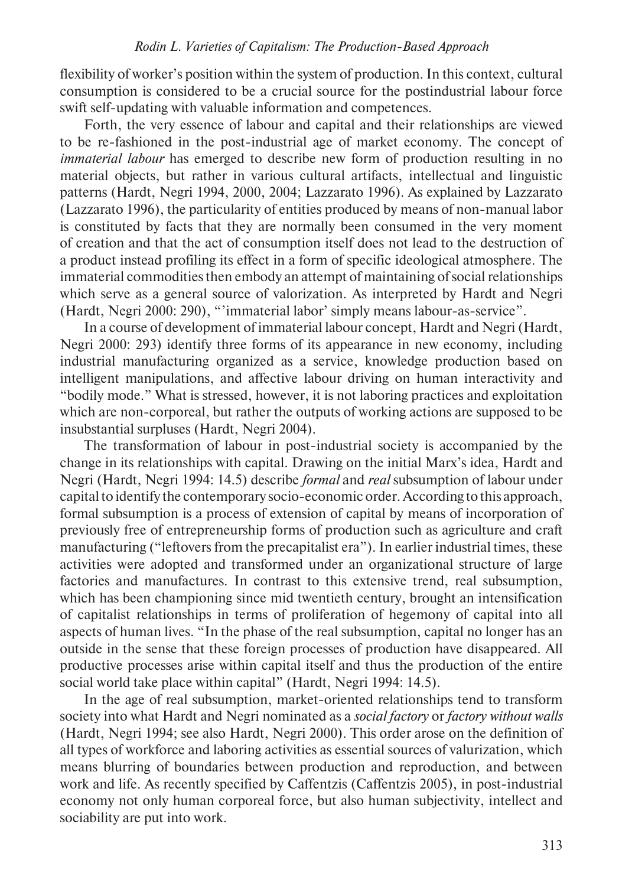flexibility of worker's position within the system of production. In this context, cultural consumption is considered to be a crucial source for the postindustrial labour force swift self-updating with valuable information and competences.

Forth, the very essence of labour and capital and their relationships are viewed to be re-fashioned in the post-industrial age of market economy. The concept of *immaterial labour* has emerged to describe new form of production resulting in no material objects, but rather in various cultural artifacts, intellectual and linguistic patterns (Hardt, Negri 1994, 2000, 2004; Lazzarato 1996). As explained by Lazzarato (Lazzarato 1996), the particularity of entities produced by means of non-manual labor is constituted by facts that they are normally been consumed in the very moment of creation and that the act of consumption itself does not lead to the destruction of a product instead profiling its effect in a form of specific ideological atmosphere. The immaterial commodities then embody an attempt of maintaining of social relationships which serve as a general source of valorization. As interpreted by Hardt and Negri (Hardt, Negri 2000: 290), "'immaterial labor' simply means labour-as-service".

In a course of development of immaterial labour concept, Hardt and Negri (Hardt, Negri 2000: 293) identify three forms of its appearance in new economy, including industrial manufacturing organized as a service, knowledge production based on intelligent manipulations, and affective labour driving on human interactivity and "bodily mode." What is stressed, however, it is not laboring practices and exploitation which are non-corporeal, but rather the outputs of working actions are supposed to be insubstantial surpluses (Hardt, Negri 2004).

The transformation of labour in post-industrial society is accompanied by the change in its relationships with capital. Drawing on the initial Marx's idea, Hardt and Negri (Hardt, Negri 1994: 14.5) describe *formal* and *real* subsumption of labour under capital to identify the contemporary socio-economic order. According to this approach, formal subsumption is a process of extension of capital by means of incorporation of previously free of entrepreneurship forms of production such as agriculture and craft manufacturing ("leftovers from the precapitalist era"). In earlier industrial times, these activities were adopted and transformed under an organizational structure of large factories and manufactures. In contrast to this extensive trend, real subsumption, which has been championing since mid twentieth century, brought an intensification of capitalist relationships in terms of proliferation of hegemony of capital into all aspects of human lives. "In the phase of the real subsumption, capital no longer has an outside in the sense that these foreign processes of production have disappeared. All productive processes arise within capital itself and thus the production of the entire social world take place within capital" (Hardt, Negri 1994: 14.5).

In the age of real subsumption, market-oriented relationships tend to transform society into what Hardt and Negri nominated as a *social factory* or *factory without walls* (Hardt, Negri 1994; see also Hardt, Negri 2000). This order arose on the definition of all types of workforce and laboring activities as essential sources of valurization, which means blurring of boundaries between production and reproduction, and between work and life. As recently specified by Caffentzis (Caffentzis 2005), in post-industrial economy not only human corporeal force, but also human subjectivity, intellect and sociability are put into work.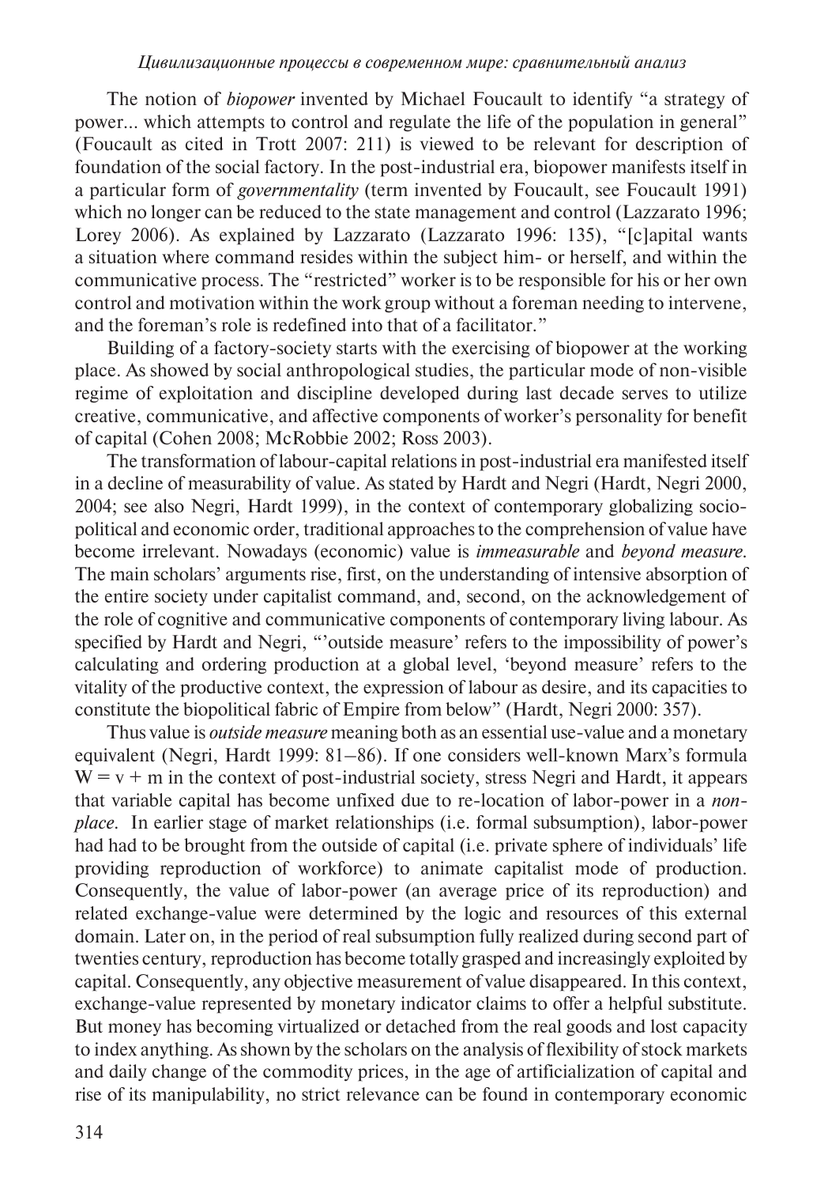The notion of *biopower* invented by Michael Foucault to identify "a strategy of power... which attempts to control and regulate the life of the population in general" (Foucault as cited in Trott 2007: 211) is viewed to be relevant for description of foundation of the social factory. In the post-industrial era, biopower manifests itself in a particular form of *governmentality* (term invented by Foucault, see Foucault 1991) which no longer can be reduced to the state management and control (Lazzarato 1996; Lorey 2006). As explained by Lazzarato (Lazzarato 1996: 135), "[c]apital wants a situation where command resides within the subject him- or herself, and within the communicative process. The "restricted" worker is to be responsible for his or her own control and motivation within the work group without a foreman needing to intervene, and the foreman's role is redefined into that of a facilitator."

Building of a factory-society starts with the exercising of biopower at the working place. As showed by social anthropological studies, the particular mode of non-visible regime of exploitation and discipline developed during last decade serves to utilize creative, communicative, and affective components of worker's personality for benefit of capital (Cohen 2008; McRobbie 2002; Ross 2003).

The transformation of labour-capital relations in post-industrial era manifested itself in a decline of measurability of value. As stated by Hardt and Negri (Hardt, Negri 2000, 2004; see also Negri, Hardt 1999), in the context of contemporary globalizing socio-political and economic order, traditional approaches to the comprehension of value have become irrelevant. Nowadays (economic) value is *immeasurable* and *beyond measure.* The main scholars' arguments rise, first, on the understanding of intensive absorption of the entire society under capitalist command, and, second, on the acknowledgement of the role of cognitive and communicative components of contemporary living labour. As specified by Hardt and Negri, "'outside measure' refers to the impossibility of power's calculating and ordering production at a global level, 'beyond measure' refers to the vitality of the productive context, the expression of labour as desire, and its capacities to constitute the biopolitical fabric of Empire from below" (Hardt, Negri 2000: 357).

Thus value is *outside measure* meaning both as an essential use-value and a monetary equivalent (Negri, Hardt 1999: 81–86). If one considers well-known Marx's formula $W = v + m$ in the context of post-industrial society, stress Negri and Hardt, it appears that variable capital has become unfixed due to re-location of labor-power in a *non-place*. In earlier stage of market relationships (i.e. formal subsumption), labor-power had had to be brought from the outside of capital (i.e. private sphere of individuals' life providing reproduction of workforce) to animate capitalist mode of production. Consequently, the value of labor-power (an average price of its reproduction) and related exchange-value were determined by the logic and resources of this external domain. Later on, in the period of real subsumption fully realized during second part of twenties century, reproduction has become totally grasped and increasingly exploited by capital. Consequently, any objective measurement of value disappeared. In this context, exchange-value represented by monetary indicator claims to offer a helpful substitute. But money has becoming virtualized or detached from the real goods and lost capacity to index anything. As shown by the scholars on the analysis of flexibility of stock markets and daily change of the commodity prices, in the age of artificialization of capital and rise of its manipulability, no strict relevance can be found in contemporary economic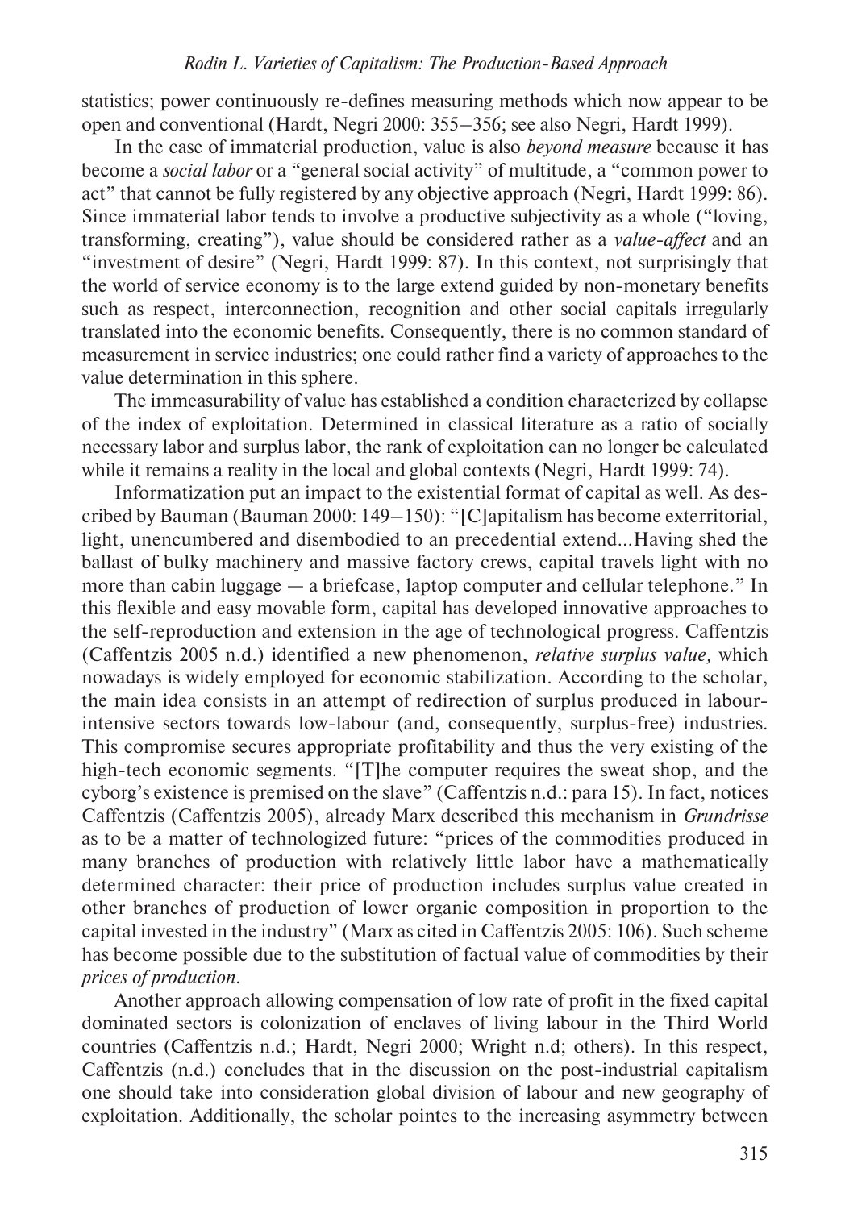statistics; power continuously re-defines measuring methods which now appear to be open and conventional (Hardt, Negri 2000: 355–356; see also Negri, Hardt 1999).

In the case of immaterial production, value is also *beyond measure* because it has become a *social labor* or a "general social activity" of multitude, a "common power to act" that cannot be fully registered by any objective approach (Negri, Hardt 1999: 86). Since immaterial labor tends to involve a productive subjectivity as a whole ("loving, transforming, creating"), value should be considered rather as a *value-affect* and an "investment of desire" (Negri, Hardt 1999: 87). In this context, not surprisingly that the world of service economy is to the large extend guided by non-monetary benefits such as respect, interconnection, recognition and other social capitals irregularly translated into the economic benefits. Consequently, there is no common standard of measurement in service industries; one could rather find a variety of approaches to the value determination in this sphere.

The immeasurability of value has established a condition characterized by collapse of the index of exploitation. Determined in classical literature as a ratio of socially necessary labor and surplus labor, the rank of exploitation can no longer be calculated while it remains a reality in the local and global contexts (Negri, Hardt 1999: 74).

Informatization put an impact to the existential format of capital as well. As described by Bauman (Bauman 2000: 149–150): "[C]apitalism has become exterritorial, light, unencumbered and disembodied to an precedential extend...Having shed the ballast of bulky machinery and massive factory crews, capital travels light with no more than cabin luggage — a briefcase, laptop computer and cellular telephone." In this flexible and easy movable form, capital has developed innovative approaches to the self-reproduction and extension in the age of technological progress. Caffentzis (Caffentzis 2005 n.d.) identified a new phenomenon, *relative surplus value,* which nowadays is widely employed for economic stabilization. According to the scholar, the main idea consists in an attempt of redirection of surplus produced in labour-intensive sectors towards low-labour (and, consequently, surplus-free) industries. This compromise secures appropriate profitability and thus the very existing of the high-tech economic segments. "[T]he computer requires the sweat shop, and the cyborg's existence is premised on the slave" (Caffentzis n.d.: para 15). In fact, notices Caffentzis (Caffentzis 2005), already Marx described this mechanism in *Grundrisse* as to be a matter of technologized future: "prices of the commodities produced in many branches of production with relatively little labor have a mathematically determined character: their price of production includes surplus value created in other branches of production of lower organic composition in proportion to the capital invested in the industry" (Marx as cited in Caffentzis 2005: 106). Such scheme has become possible due to the substitution of factual value of commodities by their *prices of production.*

Another approach allowing compensation of low rate of profit in the fixed capital dominated sectors is colonization of enclaves of living labour in the Third World countries (Caffentzis n.d.; Hardt, Negri 2000; Wright n.d; others). In this respect, Caffentzis (n.d.) concludes that in the discussion on the post-industrial capitalism one should take into consideration global division of labour and new geography of exploitation. Additionally, the scholar pointes to the increasing asymmetry between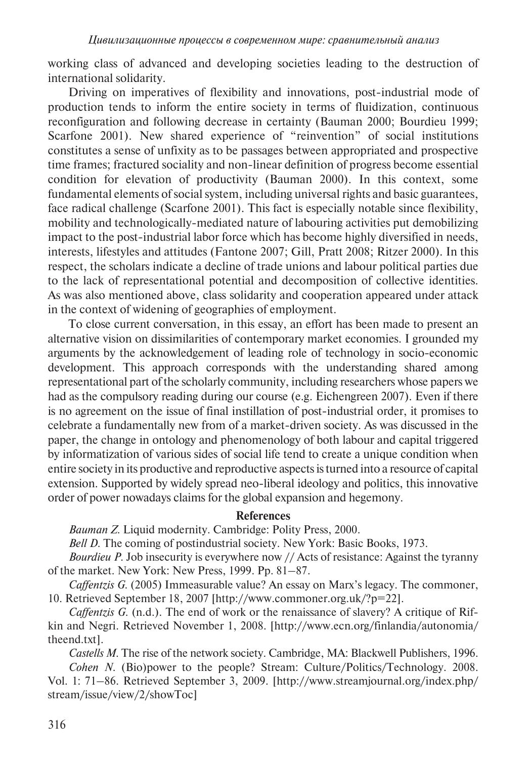working class of advanced and developing societies leading to the destruction of international solidarity.

Driving on imperatives of flexibility and innovations, post-industrial mode of production tends to inform the entire society in terms of fluidization, continuous reconfiguration and following decrease in certainty (Bauman 2000; Bourdieu 1999; Scarfone 2001). New shared experience of "reinvention" of social institutions constitutes a sense of unfixity as to be passages between appropriated and prospective time frames; fractured sociality and non-linear definition of progress become essential condition for elevation of productivity (Bauman 2000). In this context, some fundamental elements of social system, including universal rights and basic guarantees, face radical challenge (Scarfone 2001). This fact is especially notable since flexibility, mobility and technologically-mediated nature of labouring activities put demobilizing impact to the post-industrial labor force which has become highly diversified in needs, interests, lifestyles and attitudes (Fantone 2007; Gill, Pratt 2008; Ritzer 2000). In this respect, the scholars indicate a decline of trade unions and labour political parties due to the lack of representational potential and decomposition of collective identities. As was also mentioned above, class solidarity and cooperation appeared under attack in the context of widening of geographies of employment.

To close current conversation, in this essay, an effort has been made to present an alternative vision on dissimilarities of contemporary market economies. I grounded my arguments by the acknowledgement of leading role of technology in socio-economic development. This approach corresponds with the understanding shared among representational part of the scholarly community, including researchers whose papers we had as the compulsory reading during our course (e.g. Eichengreen 2007). Even if there is no agreement on the issue of final instillation of post-industrial order, it promises to celebrate a fundamentally new from of a market-driven society. As was discussed in the paper, the change in ontology and phenomenology of both labour and capital triggered by informatization of various sides of social life tend to create a unique condition when entire society in its productive and reproductive aspects is turned into a resource of capital extension. Supported by widely spread neo-liberal ideology and politics, this innovative order of power nowadays claims for the global expansion and hegemony.

## References

*Bauman Z.* Liquid modernity. Cambridge: Polity Press, 2000.

*Bell D.* The coming of postindustrial society. New York: Basic Books, 1973.

*Bourdieu P.* Job insecurity is everywhere now // Acts of resistance: Against the tyranny of the market. New York: New Press, 1999. Pp. 81–87.

*Caffentzis G.* (2005) Immeasurable value? An essay on Marx's legacy. The commoner, 10. Retrieved September 18, 2007 [http://www.commoner.org.uk/?p=22].

*Caffentzis G.* (n.d.). The end of work or the renaissance of slavery? A critique of Rifkin and Negri. Retrieved November 1, 2008. [http://www.ecn.org/finlandia/autonomia/theend.txt].

*Castells M.* The rise of the network society. Cambridge, MA: Blackwell Publishers, 1996.

*Cohen N.* (Bio)power to the people? Stream: Culture/Politics/Technology. 2008. Vol. 1: 71–86. Retrieved September 3, 2009. [http://www.streamjournal.org/index.php/stream/issue/view/2/showToc]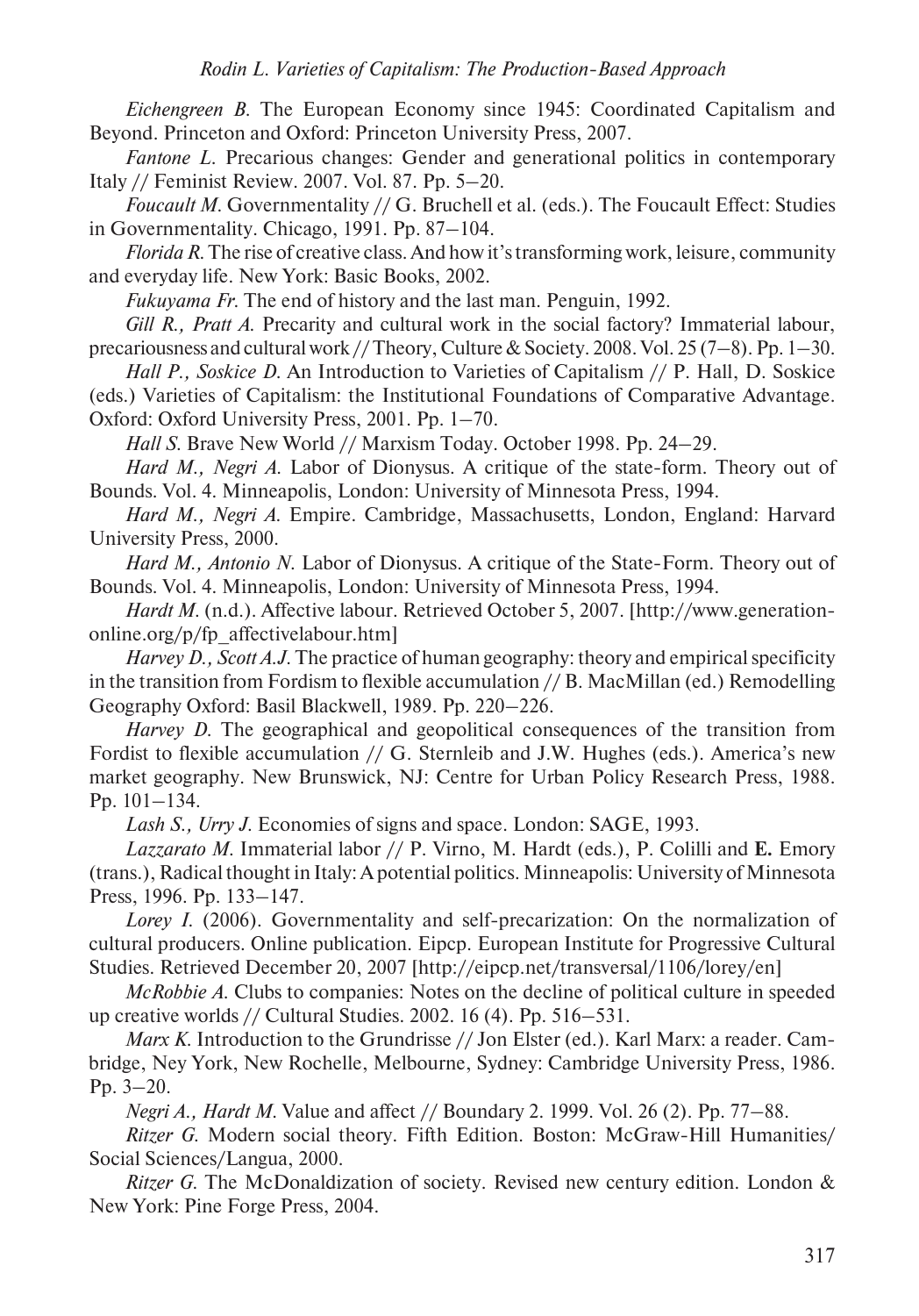*Eichengreen B.* The European Economy since 1945: Coordinated Capitalism and Beyond. Princeton and Oxford: Princeton University Press, 2007.

*Fantone L.* Precarious changes: Gender and generational politics in contemporary Italy // Feminist Review. 2007. Vol. 87. Pp. 5–20.

*Foucault M.* Governmentality // G. Bruchell et al. (eds.). The Foucault Effect: Studies in Governmentality. Chicago, 1991. Pp. 87–104.

*Florida R.* The rise of creative class. And how it's transforming work, leisure, community and everyday life. New York: Basic Books, 2002.

*Fukuyama Fr.* The end of history and the last man. Penguin, 1992.

*Gill R., Pratt A.* Precarity and cultural work in the social factory? Immaterial labour, precariousness and cultural work // Theory, Culture & Society. 2008. Vol. 25 (7–8). Pp. 1–30.

*Hall P., Soskice D.* An Introduction to Varieties of Capitalism // P. Hall, D. Soskice (eds.) Varieties of Capitalism: the Institutional Foundations of Comparative Advantage. Oxford: Oxford University Press, 2001. Pp. 1–70.

*Hall S.* Brave New World // Marxism Today. October 1998. Pp. 24–29.

*Hard M., Negri A.* Labor of Dionysus. A critique of the state-form. Theory out of Bounds. Vol. 4. Minneapolis, London: University of Minnesota Press, 1994.

*Hard M., Negri A.* Empire. Cambridge, Massachusetts, London, England: Harvard University Press, 2000.

*Hard M., Antonio N.* Labor of Dionysus. A critique of the State-Form. Theory out of Bounds. Vol. 4. Minneapolis, London: University of Minnesota Press, 1994.

*Hardt M.* (n.d.). Affective labour. Retrieved October 5, 2007. [http://www.generation-online.org/p/fp_affectivelabour.htm]

*Harvey D., Scott A.J.* The practice of human geography: theory and empirical specificity in the transition from Fordism to flexible accumulation // B. MacMillan (ed.) Remodelling Geography Oxford: Basil Blackwell, 1989. Pp. 220–226.

*Harvey D.* The geographical and geopolitical consequences of the transition from Fordist to flexible accumulation // G. Sternleib and J.W. Hughes (eds.). America's new market geography. New Brunswick, NJ: Centre for Urban Policy Research Press, 1988. Pp. 101–134.

*Lash S., Urry J.* Economies of signs and space. London: SAGE, 1993.

*Lazzarato M.* Immaterial labor // P. Virno, M. Hardt (eds.), P. Colilli and E. Emory (trans.), Radical thought in Italy: A potential politics. Minneapolis: University of Minnesota Press, 1996. Pp. 133–147.

*Lorey I.* (2006). Governmentality and self-precarization: On the normalization of cultural producers. Online publication. Eipcp. European Institute for Progressive Cultural Studies. Retrieved December 20, 2007 [http://eipcp.net/transversal/1106/lorey/en]

*McRobbie A.* Clubs to companies: Notes on the decline of political culture in speeded up creative worlds // Cultural Studies. 2002. 16 (4). Pp. 516–531.

*Marx K.* Introduction to the Grundrisse // Jon Elster (ed.). Karl Marx: a reader. Cambridge, Ney York, New Rochelle, Melbourne, Sydney: Cambridge University Press, 1986. Pp. 3–20.

*Negri A., Hardt M.* Value and affect // Boundary 2. 1999. Vol. 26 (2). Pp. 77–88.

*Ritzer G.* Modern social theory. Fifth Edition. Boston: McGraw-Hill Humanities/ Social Sciences/Langua, 2000.

*Ritzer G.* The McDonaldization of society. Revised new century edition. London & New York: Pine Forge Press, 2004.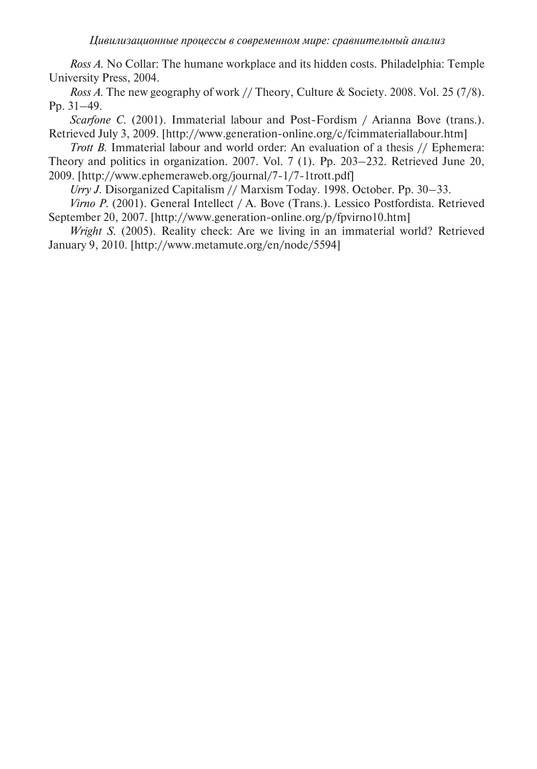*Ross A.* No Collar: The humane workplace and its hidden costs. Philadelphia: Temple University Press, 2004.

*Ross A.* The new geography of work // Theory, Culture & Society. 2008. Vol. 25 (7/8). Pp. 31–49.

*Scarfone C.* (2001). Immaterial labour and Post-Fordism / Arianna Bove (trans.). Retrieved July 3, 2009. [http://www.generation-online.org/c/fcimmateriallabour.htm]

*Trott B.* Immaterial labour and world order: An evaluation of a thesis // Ephemera: Theory and politics in organization. 2007. Vol. 7 (1). Pp. 203–232. Retrieved June 20, 2009. [http://www.ephemeraweb.org/journal/7-1/7-1trott.pdf]

*Urry J.* Disorganized Capitalism // Marxism Today. 1998. October. Pp. 30–33.

*Virno P.* (2001). General Intellect / A. Bove (Trans.). Lessico Postfordista. Retrieved September 20, 2007. [http://www.generation-online.org/p/fpvirno10.htm]

*Wright S.* (2005). Reality check: Are we living in an immaterial world? Retrieved January 9, 2010. [http://www.metamute.org/en/node/5594]